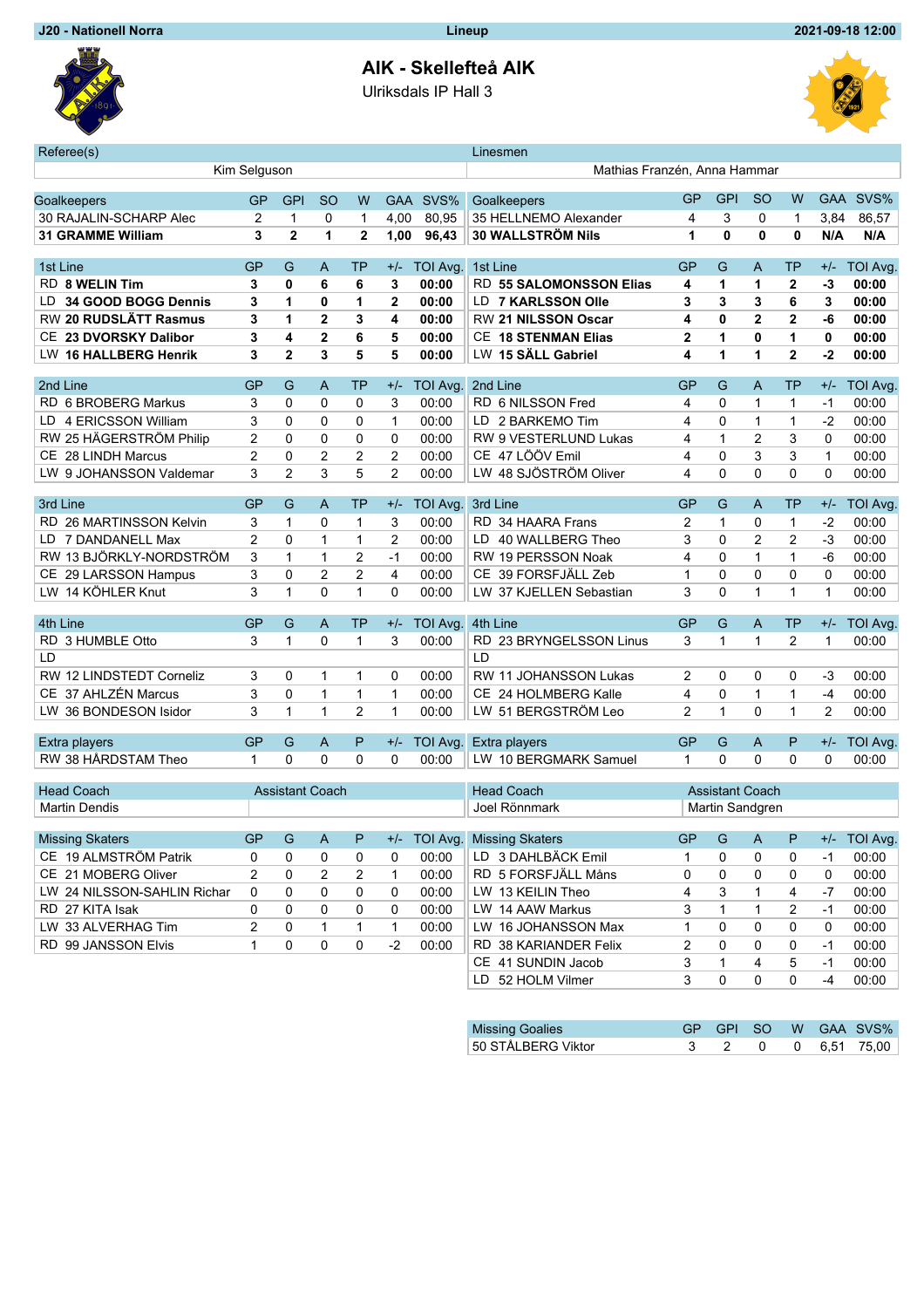J20 - Nationell Norra | Lineup | 2021-09-18 12:00

# AIK - Skellefteå AIK

Ulriksdals IP Hall 3

| Referee(s) | Linesmen |
|---|---|
| Kim Selguson | Mathias Franzén, Anna Hammar |

## AIK

| Goalkeepers | GP | GPI | SO | W | GAA | SVS% |
|---|---|---|---|---|---|---|
| 30 RAJALIN-SCHARP Alec | 2 | 1 | 0 | 1 | 4,00 | 80,95 |
| **31 GRAMME William** | **3** | **2** | **1** | **2** | **1,00** | **96,43** |

| 1st Line | GP | G | A | TP | +/- | TOI Avg. |
|---|---|---|---|---|---|---|
| **RD 8 WELIN Tim** | **3** | **0** | **6** | **6** | **3** | **00:00** |
| **LD 34 GOOD BOGG Dennis** | **3** | **1** | **0** | **1** | **2** | **00:00** |
| **RW 20 RUDSLÄTT Rasmus** | **3** | **1** | **2** | **3** | **4** | **00:00** |
| **CE 23 DVORSKY Dalibor** | **3** | **4** | **2** | **6** | **5** | **00:00** |
| **LW 16 HALLBERG Henrik** | **3** | **2** | **3** | **5** | **5** | **00:00** |

| 2nd Line | GP | G | A | TP | +/- | TOI Avg. |
|---|---|---|---|---|---|---|
| RD 6 BROBERG Markus | 3 | 0 | 0 | 0 | 3 | 00:00 |
| LD 4 ERICSSON William | 3 | 0 | 0 | 0 | 1 | 00:00 |
| RW 25 HÄGERSTRÖM Philip | 2 | 0 | 0 | 0 | 0 | 00:00 |
| CE 28 LINDH Marcus | 2 | 0 | 2 | 2 | 2 | 00:00 |
| LW 9 JOHANSSON Valdemar | 3 | 2 | 3 | 5 | 2 | 00:00 |

| 3rd Line | GP | G | A | TP | +/- | TOI Avg. |
|---|---|---|---|---|---|---|
| RD 26 MARTINSSON Kelvin | 3 | 1 | 0 | 1 | 3 | 00:00 |
| LD 7 DANDANELL Max | 2 | 0 | 1 | 1 | 2 | 00:00 |
| RW 13 BJÖRKLY-NORDSTRÖM | 3 | 1 | 1 | 2 | -1 | 00:00 |
| CE 29 LARSSON Hampus | 3 | 0 | 2 | 2 | 4 | 00:00 |
| LW 14 KÖHLER Knut | 3 | 1 | 0 | 1 | 0 | 00:00 |

| 4th Line | GP | G | A | TP | +/- | TOI Avg. |
|---|---|---|---|---|---|---|
| RD 3 HUMBLE Otto | 3 | 1 | 0 | 1 | 3 | 00:00 |
| LD | | | | | | |
| RW 12 LINDSTEDT Corneliz | 3 | 0 | 1 | 1 | 0 | 00:00 |
| CE 37 AHLZÉN Marcus | 3 | 0 | 1 | 1 | 1 | 00:00 |
| LW 36 BONDESON Isidor | 3 | 1 | 1 | 2 | 1 | 00:00 |

| Extra players | GP | G | A | P | +/- | TOI Avg. |
|---|---|---|---|---|---|---|
| RW 38 HÅRDSTAM Theo | 1 | 0 | 0 | 0 | 0 | 00:00 |

| Head Coach | Assistant Coach |
|---|---|
| Martin Dendis | |

| Missing Skaters | GP | G | A | P | +/- | TOI Avg. |
|---|---|---|---|---|---|---|
| CE 19 ALMSTRÖM Patrik | 0 | 0 | 0 | 0 | 0 | 00:00 |
| CE 21 MOBERG Oliver | 2 | 0 | 2 | 2 | 1 | 00:00 |
| LW 24 NILSSON-SAHLIN Richar | 0 | 0 | 0 | 0 | 0 | 00:00 |
| RD 27 KITA Isak | 0 | 0 | 0 | 0 | 0 | 00:00 |
| LW 33 ALVERHAG Tim | 2 | 0 | 1 | 1 | 1 | 00:00 |
| RD 99 JANSSON Elvis | 1 | 0 | 0 | 0 | -2 | 00:00 |

## Skellefteå AIK

| Goalkeepers | GP | GPI | SO | W | GAA | SVS% |
|---|---|---|---|---|---|---|
| 35 HELLNEMO Alexander | 4 | 3 | 0 | 1 | 3,84 | 86,57 |
| **30 WALLSTRÖM Nils** | **1** | **0** | **0** | **0** | **N/A** | **N/A** |

| 1st Line | GP | G | A | TP | +/- | TOI Avg. |
|---|---|---|---|---|---|---|
| **RD 55 SALOMONSSON Elias** | **4** | **1** | **1** | **2** | **-3** | **00:00** |
| **LD 7 KARLSSON Olle** | **3** | **3** | **3** | **6** | **3** | **00:00** |
| **RW 21 NILSSON Oscar** | **4** | **0** | **2** | **2** | **-6** | **00:00** |
| **CE 18 STENMAN Elias** | **2** | **1** | **0** | **1** | **0** | **00:00** |
| **LW 15 SÄLL Gabriel** | **4** | **1** | **1** | **2** | **-2** | **00:00** |

| 2nd Line | GP | G | A | TP | +/- | TOI Avg. |
|---|---|---|---|---|---|---|
| RD 6 NILSSON Fred | 4 | 0 | 1 | 1 | -1 | 00:00 |
| LD 2 BARKEMO Tim | 4 | 0 | 1 | 1 | -2 | 00:00 |
| RW 9 VESTERLUND Lukas | 4 | 1 | 2 | 3 | 0 | 00:00 |
| CE 47 LÖÖV Emil | 4 | 0 | 3 | 3 | 1 | 00:00 |
| LW 48 SJÖSTRÖM Oliver | 4 | 0 | 0 | 0 | 0 | 00:00 |

| 3rd Line | GP | G | A | TP | +/- | TOI Avg. |
|---|---|---|---|---|---|---|
| RD 34 HAARA Frans | 2 | 1 | 0 | 1 | -2 | 00:00 |
| LD 40 WALLBERG Theo | 3 | 0 | 2 | 2 | -3 | 00:00 |
| RW 19 PERSSON Noak | 4 | 0 | 1 | 1 | -6 | 00:00 |
| CE 39 FORSFJÄLL Zeb | 1 | 0 | 0 | 0 | 0 | 00:00 |
| LW 37 KJELLEN Sebastian | 3 | 0 | 1 | 1 | 1 | 00:00 |

| 4th Line | GP | G | A | TP | +/- | TOI Avg. |
|---|---|---|---|---|---|---|
| RD 23 BRYNGELSSON Linus | 3 | 1 | 1 | 2 | 1 | 00:00 |
| LD | | | | | | |
| RW 11 JOHANSSON Lukas | 2 | 0 | 0 | 0 | -3 | 00:00 |
| CE 24 HOLMBERG Kalle | 4 | 0 | 1 | 1 | -4 | 00:00 |
| LW 51 BERGSTRÖM Leo | 2 | 1 | 0 | 1 | 2 | 00:00 |

| Extra players | GP | G | A | P | +/- | TOI Avg. |
|---|---|---|---|---|---|---|
| LW 10 BERGMARK Samuel | 1 | 0 | 0 | 0 | 0 | 00:00 |

| Head Coach | Assistant Coach |
|---|---|
| Joel Rönnmark | Martin Sandgren |

| Missing Skaters | GP | G | A | P | +/- | TOI Avg. |
|---|---|---|---|---|---|---|
| LD 3 DAHLBÄCK Emil | 1 | 0 | 0 | 0 | -1 | 00:00 |
| RD 5 FORSFJÄLL Måns | 0 | 0 | 0 | 0 | 0 | 00:00 |
| LW 13 KEILIN Theo | 4 | 3 | 1 | 4 | -7 | 00:00 |
| LW 14 AAW Markus | 3 | 1 | 1 | 2 | -1 | 00:00 |
| LW 16 JOHANSSON Max | 1 | 0 | 0 | 0 | 0 | 00:00 |
| RD 38 KARIANDER Felix | 2 | 0 | 0 | 0 | -1 | 00:00 |
| CE 41 SUNDIN Jacob | 3 | 1 | 4 | 5 | -1 | 00:00 |
| LD 52 HOLM Vilmer | 3 | 0 | 0 | 0 | -4 | 00:00 |

| Missing Goalies | GP | GPI | SO | W | GAA | SVS% |
|---|---|---|---|---|---|---|
| 50 STÅLBERG Viktor | 3 | 2 | 0 | 0 | 6,51 | 75,00 |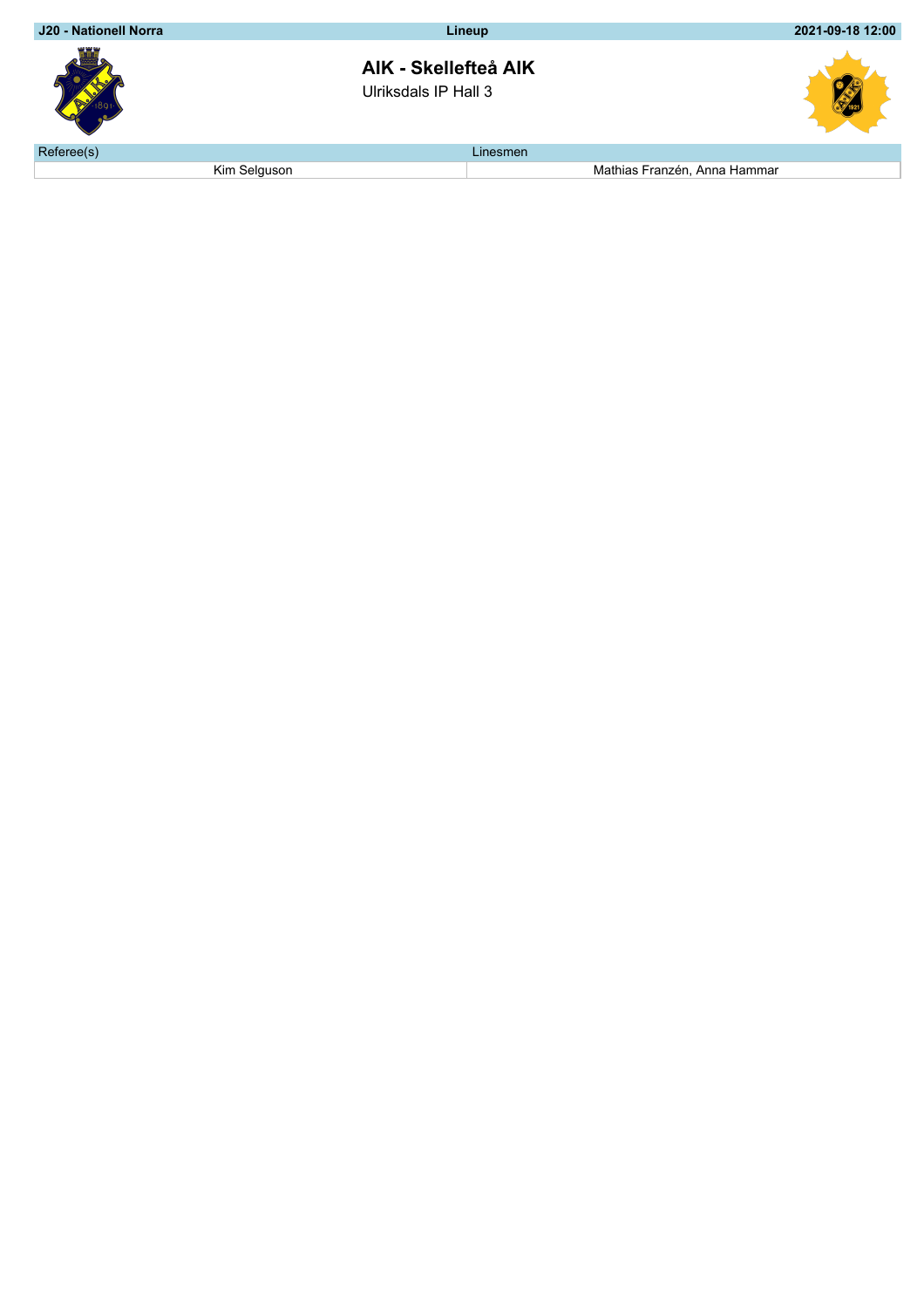| J20 - Nationell Norra | Lineup | 2021-09-18 12:00 |
| --- | --- | --- |

# AIK - Skellefteå AIK

Ulriksdals IP Hall 3

| Referee(s) | Linesmen |
| --- | --- |
| Kim Selguson | Mathias Franzén, Anna Hammar |